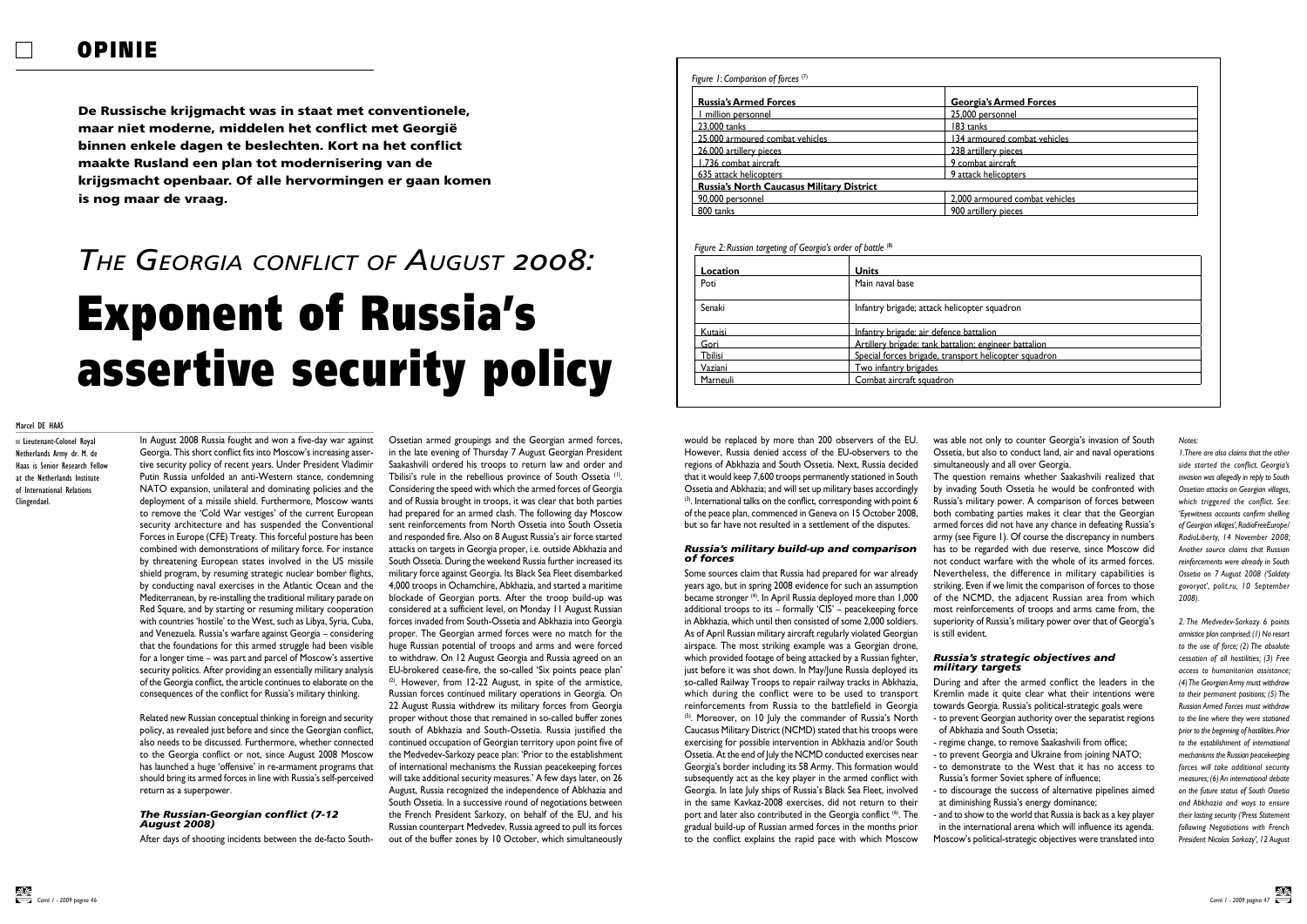# OPINIE

**De Russische krijgmacht was in staat met conventionele, maar niet moderne, middelen het conflict met Georgië binnen enkele dagen te beslechten. Kort na het conflict maakte Rusland een plan tot modernisering van de krijgsmacht openbaar. Of alle hervormingen er gaan komen is nog maar de vraag.**

## *The Georgia conflict of August 2008:*

# Exponent of Russia's assertive security policy

Marcel DE HAAS

Lieutenant-Colonel Royal Netherlands Army dr. M. de Haas is Senior Research Fellow at the Netherlands Institute of International Relations Clingendael.

In August 2008 Russia fought and won a five-day war against Georgia. This short conflict fits into Moscow's increasing assertive security policy of recent years. Under President Vladimir Putin Russia unfolded an anti-Western stance, condemning NATO expansion, unilateral and dominating policies and the deployment of a missile shield. Furthermore, Moscow wants to remove the 'Cold War vestiges' of the current European security architecture and has suspended the Conventional Forces in Europe (CFE) Treaty. This forceful posture has been combined with demonstrations of military force. For instance by threatening European states involved in the US missile shield program, by resuming strategic nuclear bomber flights, by conducting naval exercises in the Atlantic Ocean and the Mediterranean, by re-installing the traditional military parade on Red Square, and by starting or resuming military cooperation with countries 'hostile' to the West, such as Libya, Syria, Cuba, and Venezuela. Russia's warfare against Georgia – considering that the foundations for this armed struggle had been visible for a longer time – was part and parcel of Moscow's assertive security politics. After providing an essentially military analysis of the Georgia conflict, the article continues to elaborate on the consequences of the conflict for Russia's military thinking.

Related new Russian conceptual thinking in foreign and security policy, as revealed just before and since the Georgian conflict, also needs to be discussed. Furthermore, whether connected to the Georgia conflict or not, since August 2008 Moscow has launched a huge 'offensive' in re-armament programs that should bring its armed forces in line with Russia's self-perceived return as a superpower.

### *The Russian-Georgian conflict (7-12 August 2008)*

After days of shooting incidents between the de-facto South-Ossetian armed groupings and the Georgian armed forces, in the late evening of Thursday 7 August Georgian President Saakashvili ordered his troops to return law and order and Tbilisi's rule in the rebellious province of South Ossetia [1]. Considering the speed with which the armed forces of Georgia and of Russia brought in troops, it was clear that both parties had prepared for an armed clash. The following day Moscow sent reinforcements from North Ossetia into South Ossetia and responded fire. Also on 8 August Russia's air force started attacks on targets in Georgia proper, i.e. outside Abkhazia and South Ossetia. During the weekend Russia further increased its military force against Georgia. Its Black Sea Fleet disembarked 4,000 troops in Ochamchire, Abkhazia, and started a maritime blockade of Georgian ports. After the troop build-up was considered at a sufficient level, on Monday 11 August Russian forces invaded from South-Ossetia and Abkhazia into Georgia proper. The Georgian armed forces were no match for the huge Russian potential of troops and arms and were forced to withdraw. On 12 August Georgia and Russia agreed on an EU-brokered cease-fire, the so-called 'Six points peace plan' [2]. However, from 12-22 August, in spite of the armistice, Russian forces continued military operations in Georgia. On 22 August Russia withdrew its military forces from Georgia proper without those that remained in so-called buffer zones south of Abkhazia and South-Ossetia. Russia justified the continued occupation of Georgian territory upon point five of the Medvedev-Sarkozy peace plan: 'Prior to the establishment of international mechanisms the Russian peacekeeping forces will take additional security measures.' A few days later, on 26 August, Russia recognized the independence of Abkhazia and South Ossetia. In a successive round of negotiations between the French President Sarkozy, on behalf of the EU, and his Russian counterpart Medvedev, Russia agreed to pull its forces out of the buffer zones by 10 October, which simultaneously would be replaced by more than 200 observers of the EU. However, Russia denied access of the EU-observers to the regions of Abkhazia and South Ossetia. Next, Russia decided that it would keep 7,600 troops permanently stationed in South Ossetia and Abkhazia; and will set up military bases accordingly [3]. International talks on the conflict, corresponding with point 6 of the peace plan, commenced in Geneva on 15 October 2008, but so far have not resulted in a settlement of the disputes.

### *Russia's military build-up and comparison of forces*

Some sources claim that Russia had prepared for war already years ago, but in spring 2008 evidence for such an assumption became stronger [4]. In April Russia deployed more than 1,000 additional troops to its – formally 'CIS' – peacekeeping force in Abkhazia, which until then consisted of some 2,000 soldiers. As of April Russian military aircraft regularly violated Georgian airspace. The most striking example was a Georgian drone, which provided footage of being attacked by a Russian fighter, just before it was shot down. In May/June Russia deployed its so-called Railway Troops to repair railway tracks in Abkhazia, which during the conflict were to be used to transport reinforcements from Russia to the battlefield in Georgia [5]. Moreover, on 10 July the commander of Russia's North Caucasus Military District (NCMD) stated that his troops were exercising for possible intervention in Abkhazia and/or South Ossetia. At the end of July the NCMD conducted exercises near Georgia's border including its 58 Army. This formation would subsequently act as the key player in the armed conflict with Georgia. In late July ships of Russia's Black Sea Fleet, involved in the same Kavkaz-2008 exercises, did not return to their port and later also contributed in the Georgia conflict [6]. The gradual build-up of Russian armed forces in the months prior to the conflict explains the rapid pace with which Moscow was able not only to counter Georgia's invasion of South Ossetia, but also to conduct land, air and naval operations simultaneously and all over Georgia.

The question remains whether Saakashvili realized that by invading South Ossetia he would be confronted with Russia's military power. A comparison of forces between both combating parties makes it clear that the Georgian armed forces did not have any chance in defeating Russia's army (see Figure 1). Of course the discrepancy in numbers has to be regarded with due reserve, since Moscow did not conduct warfare with the whole of its armed forces. Nevertheless, the difference in military capabilities is striking. Even if we limit the comparison of forces to those of the NCMD, the adjacent Russian area from which most reinforcements of troops and arms came from, the superiority of Russia's military power over that of Georgia's is still evident.

*Figure 1: Comparison of forces [7]*

| Russia's Armed Forces | Georgia's Armed Forces |
|---|---|
| 1 million personnel | 25,000 personnel |
| 23,000 tanks | 183 tanks |
| 25,000 armoured combat vehicles | 134 armoured combat vehicles |
| 26,000 artillery pieces | 238 artillery pieces |
| 1,736 combat aircraft | 9 combat aircraft |
| 635 attack helicopters | 9 attack helicopters |
| **Russia's North Caucasus Military District** | |
| 90,000 personnel | 2,000 armoured combat vehicles |
| 800 tanks | 900 artillery pieces |

*Figure 2: Russian targeting of Georgia's order of battle [8]*

| Location | Units |
|---|---|
| Poti | Main naval base |
| Senaki | Infantry brigade; attack helicopter squadron |
| Kutaisi | Infantry brigade; air defence battalion |
| Gori | Artillery brigade; tank battalion; engineer battalion |
| Tbilisi | Special forces brigade, transport helicopter squadron |
| Vaziani | Two infantry brigades |
| Marneuli | Combat aircraft squadron |

### *Russia's strategic objectives and military targets*

During and after the armed conflict the leaders in the Kremlin made it quite clear what their intentions were towards Georgia. Russia's political-strategic goals were

- to prevent Georgian authority over the separatist regions of Abkhazia and South Ossetia;
- regime change, to remove Saakashvili from office;
- to prevent Georgia and Ukraine from joining NATO;
- to demonstrate to the West that it has no access to Russia's former Soviet sphere of influence;
- to discourage the success of alternative pipelines aimed at diminishing Russia's energy dominance;
- and to show to the world that Russia is back as a key player in the international arena which will influence its agenda.

Moscow's political-strategic objectives were translated into

*Notes:*

*1. There are also claims that the other side started the conflict. Georgia's invasion was allegedly in reply to South Ossetian attacks on Georgian villages, which triggered the conflict. See: 'Eyewitness accounts confirm shelling of Georgian villages', RadioFreeEurope/RadioLiberty, 14 November 2008; Another source claims that Russian reinforcements were already in South Ossetia on 7 August 2008 ('Soldaty govoryat', polit.ru, 10 September 2008).*

*2. The Medvedev-Sarkozy 6 points armistice plan comprised: (1) No resort to the use of force; (2) The absolute cessation of all hostilities; (3) Free access to humanitarian assistance; (4) The Georgian Army must withdraw to their permanent positions; (5) The Russian Armed Forces must withdraw to the line where they were stationed prior to the beginning of hostilities. Prior to the establishment of international mechanisms the Russian peacekeeping forces will take additional security measures; (6) An international debate on the future status of South Ossetia and Abkhazia and ways to ensure their lasting security ('Press Statement following Negotiations with French President Nicolas Sarkozy', 12 August*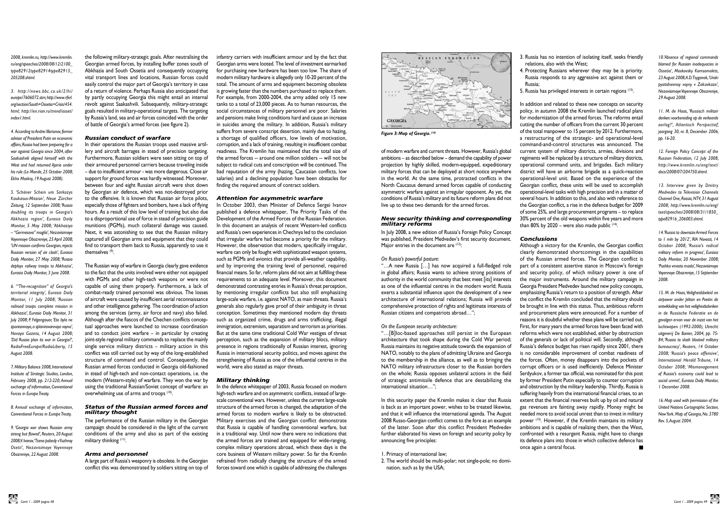*2008, kremlin.ru, http://www.kremlin.ru/eng/speeches/2008/08/12/2100_type82912type82914type82915_205208.shtml.*

*3. http://news.bbc.co.uk/2/hi/europe/7606072.stm; http://www.rferl.org/section/South+Ossetia+Crisis/454.html; http://en.rian.ru/trend/osset/index1.html.*

*4. According to Andrei Illarionov, former advisor of President Putin on economic affairs, Russia had been preparing for a war against Georgia since 2004, after Saakashvili aligned himself with the West and had returned Ajaria under his rule (Le Monde, 25 October 2008; Ekho Moskvy, 19 August 2008).*

*5. 'Schöner Schein um Sarkozys Kaukasus-Mission', Neue Zürcher Zeitung, 12 September 2008; 'Russia doubling its troops in Georgia's Abkhazia region', Eurasia Daily Monitor, 5 May 2008; 'Abkhaziya – "Germesova" mogila', Nezavisimoye Voyennoye Obozreniye, 25 April 2008; 'UN mission confirms Georgian, rejects Russian version of air clash', Eurasia Daily Monitor, 27 May 2008; 'Russia deploys railway troops to Abkhazia', Eurasia Daily Monitor, 3 June 2008.*

*6. '"The-recognition" of Georgia's territorial integrity', Eurasia Daily Monitor, 11 July 2008; 'Russian railroad troops complete mission in Abkhazia', Eurasia Daily Monitor, 31 July 2008; P. Felgengauer, 'Eto byla ne spontannaya, a splanirovannaya voyna', Novaya Gazeta, 14 August 2008; 'Did Russia plan its war in Georgia?', RadioFreeEurope/RadioLiberty, 15 August 2008.*

*7. Military Balance 2008, International Institute of Strategic Studies, London, February 2008, pp. 212-220; Annual exchange of information, Conventional Forces in Europe Treaty.*

*8. Annual exchange of information, Conventional Forces in Europe Treaty.*

*9. 'Georgia war shows Russian army strong but flawed', Reuters, 20 August 2008; V. Ivanov, 'Tsena pobedy v Yuzhnoy Osetii', Nezavisimoye Voyennoye Obozreniye, 22 August 2008.*

the following military-strategic goals. After neutralising the Georgian armed forces, by installing buffer zones south of Abkhazia and South Ossetia and consequently occupying vital transport lines and locations, Russian forces could easily control the major part of Georgia's territory in case of a return of violence. Perhaps Russia also anticipated that by partly occupying Georgia this might entail an internal revolt against Saakashvili. Subsequently, military-strategic goals resulted in military-operational targets. The targeting by Russia's land, sea and air forces coincided with the order of battle of Georgia's armed forces (see figure 2).

### *Russian conduct of warfare*

In their operations the Russian troops used massive artillery and aircraft barrages in stead of precision targeting. Furthermore, Russian soldiers were seen sitting on top of their armoured personnel carriers because traveling inside – due to insufficient armour - was more dangerous. Close air support for ground forces was hardly witnessed. Moreover, between four and eight Russian aircraft were shot down by Georgian air defence, which was not-destroyed prior to the offensive. It is known that Russian air force pilots, especially those of fighters and bombers, have a lack of flying hours. As a result of this low level of training but also due to a disproportional use of force in stead of precision guide munitions (PGMs), much collateral damage was caused. Next, it was astonishing to see that the Russian military captured all Georgian arms and equipment that they could find to transport them back to Russia, apparently to use it themselves [9].

The Russian way of warfare in Georgia clearly gave evidence to the fact that the units involved were either not equipped with PGMs and other high-tech weapons or were not capable of using them properly. Furthermore, a lack of combat-ready trained personnel was obvious. The losses of aircraft were caused by insufficient aerial reconnaissance and other intelligence gathering. The coordination of action among the services (army, air force and navy) also failed. Although after the fiascos of the Chechen conflicts conceptual approaches were launched to increase coordination and to conduct joint warfare – in particular by creating joint-style regional military commands to replace the mainly single service military districts – military action in this conflict was still carried out by way of the long-established structure of command and control. Consequently, the Russian armed forces conducted in Georgia old-fashioned in stead of high-tech and non-contact operations, i.e. the modern (Western-style) of warfare. They won the war by using the traditional Russian/Soviet concept of warfare: an overwhelming use of arms and troops [10].

### *Status of the Russian armed forces and military thought*

The performance of the Russian military in the Georgian campaign should be considered in the light of the current conditions of the army and also as part of the existing military thinking [11].

### *Arms and personnel*

A large part of Russia's weaponry is obsolete. In the Georgian conflict this was demonstrated by soldiers sitting on top of infantry carriers with insufficient armour and by the fact that Georgian arms were looted. The level of investment earmarked for purchasing new hardware has been too low. The share of modern military hardware is allegedly only 10-20 percent of the total. The amount of arms and equipment becoming obsolete is growing faster than the numbers purchased to replace them. For example, from 2000-2004, the army added only 15 new tanks to a total of 23,000 pieces. As to human resources, the social circumstances of military personnel are poor. Salaries and pensions make living conditions hard and cause an increase in suicides among the military. In addition, Russia's military suffers from severe conscript desertion, mainly due to hazing, a shortage of qualified officers, low levels of motivation, corruption, and a lack of training, resulting in insufficient combat readiness. The Kremlin has maintained that the total size of the armed forces -- around one million soldiers -- will not be subject to radical cuts and conscription will be continued. The bad reputation of the army (hazing, Caucasian conflicts, low salaries) and a declining population have been obstacles for finding the required amount of contract soldiers.

### *Attention for asymmetric warfare*

In October 2003, then Minister of Defence Sergei Ivanov published a defence whitepaper, The Priority Tasks of the Development of the Armed Forces of the Russian Federation. In this document an analysis of recent Western-led conflicts and Russia's own experiences in Chechnya led to the conclusion that irregular warfare had become a priority for the military. However, the observation that modern, specifically irregular, warfare can only be fought with sophisticated weapon systems, such as PGMs and avionics that provide all-weather capability, and by improving the training level of personnel, required financial means. So far, reform plans did not aim at fulfilling these requirements to an adequate level. Moreover, this document demonstrated contrasting entries in Russia's threat perception, by mentioning irregular conflicts but also still emphasizing large-scale warfare, i.e. against NATO, as main threats. Russia's generals also regularly gave proof of their ambiguity in threat conception. Sometimes they mentioned modern day threats such as organized crime, drugs and arms trafficking, illegal immigration, extremism, separatism and terrorism as priorities. But at the same time traditional Cold War vestiges of threat perception, such as the expansion of military blocs, military presence in regions traditionally of Russian interest, ignoring Russia in international security politics, and moves against the strengthening of Russia as one of the influential centres in the world, were also stated as major threats.

### *Military thinking*

In the defence whitepaper of 2003, Russia focused on modern high-tech warfare and on asymmetric conflicts, instead of large-scale conventional wars. However, unless the current large-scale structure of the armed forces is changed, the adaptation of the armed forces to modern warfare is likely to be obstructed. Military exercises and the Georgian conflict demonstrate that Russia is capable of handling conventional warfare, but in a traditional way. Until now there were no indications that the armed forces are trained and equipped for wide-ranging, complex military operations abroad, which these days is the core business of Western military power. So far the Kremlin refrained from radically changing the structure of the armed forces toward one which is capable of addressing the challenges of modern warfare and current threats. However, Russia's global ambitions – as described below – demand the capability of power projection by highly skilled, modern-equipped, expeditionary military forces that can be deployed at short notice anywhere in the world. At the same time, protracted conflicts in the North Caucasus demand armed forces capable of conducting asymmetric warfare against an irregular opponent. As yet, the conditions of Russia's military and its future reform plans did not live up to these two demands for the armed forces.

RUSSIAN FEDERATION

GEORGIA

BLACK SEA

*Figure 3: Map of Georgia.* [16]

### *New security thinking and corresponding military reforms*

In July 2008, a new edition of Russia's Foreign Policy Concept was published, President Medvedev's first security document. Major entries in the document are [12]:

*On Russia's powerful posture:*

"…A new Russia […] has now acquired a full-fledged role in global affairs; Russia wants to achieve strong positions of authority in the world community that best meet [its] interests as one of the influential centres in the modern world; Russia exerts a substantial influence upon the development of a new architecture of international relations; Russia will provide comprehensive protection of rights and legitimate interests of Russian citizens and compatriots abroad…";

*On the European security architecture:*

"…[B]loc-based approaches still persist in the European architecture that took shape during the Cold War period; Russia maintains its negative attitude towards the expansion of NATO, notably to the plans of admitting Ukraine and Georgia to the membership in the alliance, as well as to bringing the NATO military infrastructure closer to the Russian borders on the whole; Russia opposes unilateral actions in the field of strategic antimissile defence that are destabilizing the international situation…";

In this security paper the Kremlin makes it clear that Russia is back as an important power, wishes to be treated likewise, and that it will influence the international agenda. The August 2008 Russo-Georgian conflict comes to the fore as an example of the latter. Soon after this conflict President Medvedev further elaborated his views on foreign and security policy by announcing five principles:

1. Primacy of international law;
2. The world should be multi-polar; not single-pole; no domination, such as by the USA;
3. Russia has no intention of isolating itself, seeks friendly relations, also with the West;
4. Protecting Russians wherever they may be is priority. Russia responds to any aggressive act against them or Russia;
5. Russia has privileged interests in certain regions [13].

In addition and related to these new concepts on security policy, in autumn 2008 the Kremlin launched radical plans for modernization of the armed forces. The reforms entail cutting the number of officers from the current 30 percent of the total manpower to 15 percent by 2012. Furthermore, a restructuring of the strategic- and operational-level command-and-control structures was announced. The current system of military districts, armies, divisions and regiments will be replaced by a structure of military districts, operational command units, and brigades. Each military district will have an airborne brigade as a quick-reaction operational-level unit. Based on the experience of the Georgian conflict, these units will be used to accomplish operational-level tasks with high precision and in a matter of several hours. In addition to this, and also with reference to the Georgian conflict, a rise in the defence budget for 2009 of some 25%, and large procurement programs – to replace 30% percent of the old weapons within five years and more than 80% by 2020 – were also made public [14].

### *Conclusions*

Although a victory for the Kremlin, the Georgian conflict clearly demonstrated shortcomings in the capabilities of the Russian armed forces. The Georgian conflict is part of a consistent assertive stance in Moscow's foreign and security policy, of which military power is one of the major instruments. Around the military campaign in Georgia President Medvedev launched new policy concepts, emphasizing Russia's return to a position of strength. After the conflict the Kremlin concluded that the military should be brought in line with this status. Thus, ambitious reform and procurement plans were announced. For a number of reasons it is doubtful whether these plans will be carried out. First, for many years the armed forces have been faced with reforms which were not established, either by obstruction of the generals or lack of political will. Secondly, although Russia's defence budget has risen rapidly since 2001, there is no considerable improvement of combat readiness of the forces. Often, money disappears into the pockets of corrupt officers or is used inefficiently. Defence Minister Serdyukov, a former tax official, was nominated for this post by former President Putin especially to counter corruption and obstruction by the military leadership. Thirdly, Russia is suffering heavily from the international financial crises, to an extent that the financial reserves built up by oil and natural gas revenues are fainting away rapidly. Money might be needed more to avoid social unrest than to invest in military power [15]. However, if the Kremlin maintains its military ambitions and is capable of realizing them, then the West, confronted with a resurgent Russia, might have to change its defence plans into those in which collective defence has once again a central focus.

*10. 'Absence of regional commands blamed for Russian inadequacies in Ossetia', Moskovsky Komsomolets, 23 August 2008; A.D. Tsyganok, 'Uroki pyatidnevnoy voyny v Zakavkaze', Nezavisimoye Voyennoye Obozreniye, 29 August 2008.*

*11. M. de Haas, 'Russisch militair denken: voorbereiding op de verkeerde oorlog?', Atlantisch Perspectief, jaargang 30, nr. 8, December 2006, pp. 16-20.*

*12. Foreign Policy Concept of the Russian Federation, 12 July 2008, http://www.kremlin.ru/eng/text/docs/2008/07/204750.shtml.*

*13. Interview given by Dmitry Medvedev to Television Channels Channel One, Rossia, NTV, 31 August 2008; http://www.kremlin.ru/eng/text/speeches/2008/08/31/1850_type82916_206003.shtml.*

*14. 'Russia to downsize Armed Forces to 1 mln by 2012', RIA Novosti, 14 October 2008; 'Russia's radical military reform in progress', Eurasia Daily Monitor, 20 November 2008; 'Pushka vmesto masla', Nezavisimoye Voyennoye Obozreniye, 15 September 2008.*

*15. M. de Haas, Veiligheidsbeleid en airpower onder Jeltsin en Poetin: de ontwikkeling van het veiligheidsdenken in de Russische Federatie en de gevolgen ervan voor de inzet van het luchtwapen (1992-2000), Utrecht: uitgeverij De Banier, 2004, pp. 75-84; 'Russia to slash bloated military bureaucracy', Reuters, 14 October 2008; 'Russia's peace offensive', International Herald Tribune, 14 October 2008; 'Mismanagement of Russia's economy could lead to social unrest', Eurasia Daily Monitor, 1 December 2008.*

*16. Map used with permission of the United Nations Cartographic Section, New York. Map of Georgia, No. 3780 Rev. 5, August 2004.*